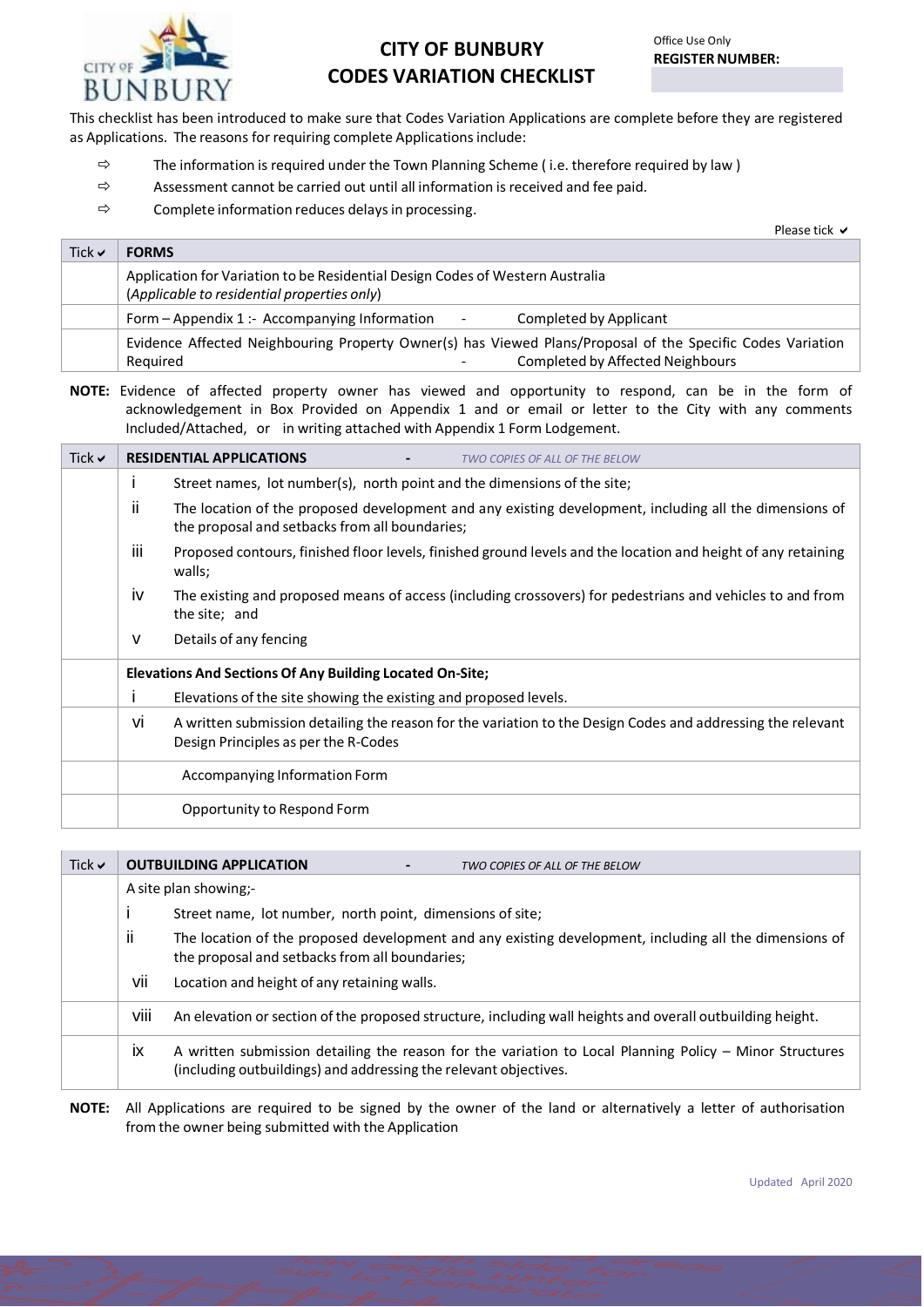# CITY OF BUNBURY
# CODES VARIATION CHECKLIST

Office Use Only
**REGISTER NUMBER:**

This checklist has been introduced to make sure that Codes Variation Applications are complete before they are registered as Applications. The reasons for requiring complete Applications include:

- ⇨ The information is required under the Town Planning Scheme ( i.e. therefore required by law )
- ⇨ Assessment cannot be carried out until all information is received and fee paid.
- ⇨ Complete information reduces delays in processing.

Please tick ✔

| Tick ✔ | FORMS |
|---|---|
| | Application for Variation to be Residential Design Codes of Western Australia (*Applicable to residential properties only*) |
| | Form – Appendix 1 :- Accompanying Information - Completed by Applicant |
| | Evidence Affected Neighbouring Property Owner(s) has Viewed Plans/Proposal of the Specific Codes Variation Required - Completed by Affected Neighbours |

**NOTE:** Evidence of affected property owner has viewed and opportunity to respond, can be in the form of acknowledgement in Box Provided on Appendix 1 and or email or letter to the City with any comments Included/Attached, or in writing attached with Appendix 1 Form Lodgement.

| Tick ✔ | **RESIDENTIAL APPLICATIONS** - *TWO COPIES OF ALL OF THE BELOW* |
|---|---|
| | i Street names, lot number(s), north point and the dimensions of the site;<br>ii The location of the proposed development and any existing development, including all the dimensions of the proposal and setbacks from all boundaries;<br>iii Proposed contours, finished floor levels, finished ground levels and the location and height of any retaining walls;<br>iv The existing and proposed means of access (including crossovers) for pedestrians and vehicles to and from the site; and<br>v Details of any fencing |
| | **Elevations And Sections Of Any Building Located On-Site;**<br>i Elevations of the site showing the existing and proposed levels. |
| | vi A written submission detailing the reason for the variation to the Design Codes and addressing the relevant Design Principles as per the R-Codes |
| | Accompanying Information Form |
| | Opportunity to Respond Form |

| Tick ✔ | **OUTBUILDING APPLICATION** - *TWO COPIES OF ALL OF THE BELOW* |
|---|---|
| | A site plan showing;-<br>i Street name, lot number, north point, dimensions of site;<br>ii The location of the proposed development and any existing development, including all the dimensions of the proposal and setbacks from all boundaries;<br>vii Location and height of any retaining walls. |
| | viii An elevation or section of the proposed structure, including wall heights and overall outbuilding height. |
| | ix A written submission detailing the reason for the variation to Local Planning Policy – Minor Structures (including outbuildings) and addressing the relevant objectives. |

**NOTE:** All Applications are required to be signed by the owner of the land or alternatively a letter of authorisation from the owner being submitted with the Application

Updated April 2020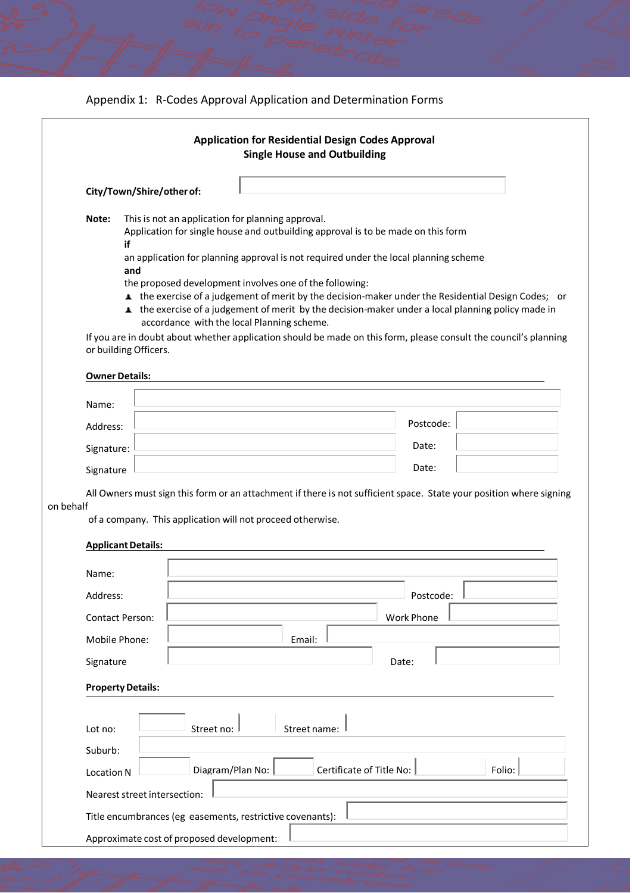Appendix 1: R-Codes Approval Application and Determination Forms

## Application for Residential Design Codes Approval
### Single House and Outbuilding

**City/Town/Shire/other of:**

**Note:** This is not an application for planning approval.
Application for single house and outbuilding approval is to be made on this form
**if**
an application for planning approval is not required under the local planning scheme
**and**
the proposed development involves one of the following:

- the exercise of a judgement of merit by the decision-maker under the Residential Design Codes; or
- the exercise of a judgement of merit by the decision-maker under a local planning policy made in accordance with the local Planning scheme.

If you are in doubt about whether application should be made on this form, please consult the council's planning or building Officers.

**Owner Details:**

Name:

Address: Postcode:

Signature: Date:

Signature Date:

All Owners must sign this form or an attachment if there is not sufficient space. State your position where signing on behalf of a company. This application will not proceed otherwise.

**Applicant Details:**

Name:

Address: Postcode:

Contact Person: Work Phone

Mobile Phone: Email:

Signature Date:

**Property Details:**

Lot no: Street no: Street name:

Suburb:

Location N Diagram/Plan No: Certificate of Title No: Folio:

Nearest street intersection:

Title encumbrances (eg easements, restrictive covenants):

Approximate cost of proposed development: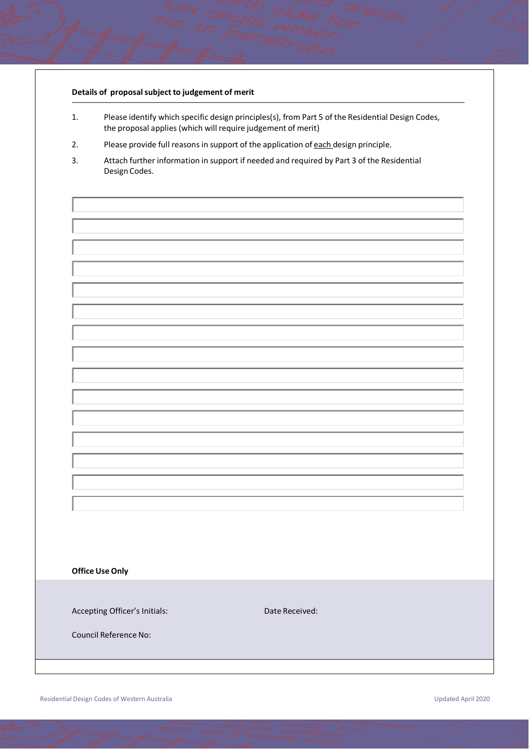**Details of proposal subject to judgement of merit**

1. Please identify which specific design principles(s), from Part 5 of the Residential Design Codes, the proposal applies (which will require judgement of merit)
2. Please provide full reasons in support of the application of each design principle.
3. Attach further information in support if needed and required by Part 3 of the Residential Design Codes.

**Office Use Only**

Accepting Officer's Initials:

Date Received:

Council Reference No: